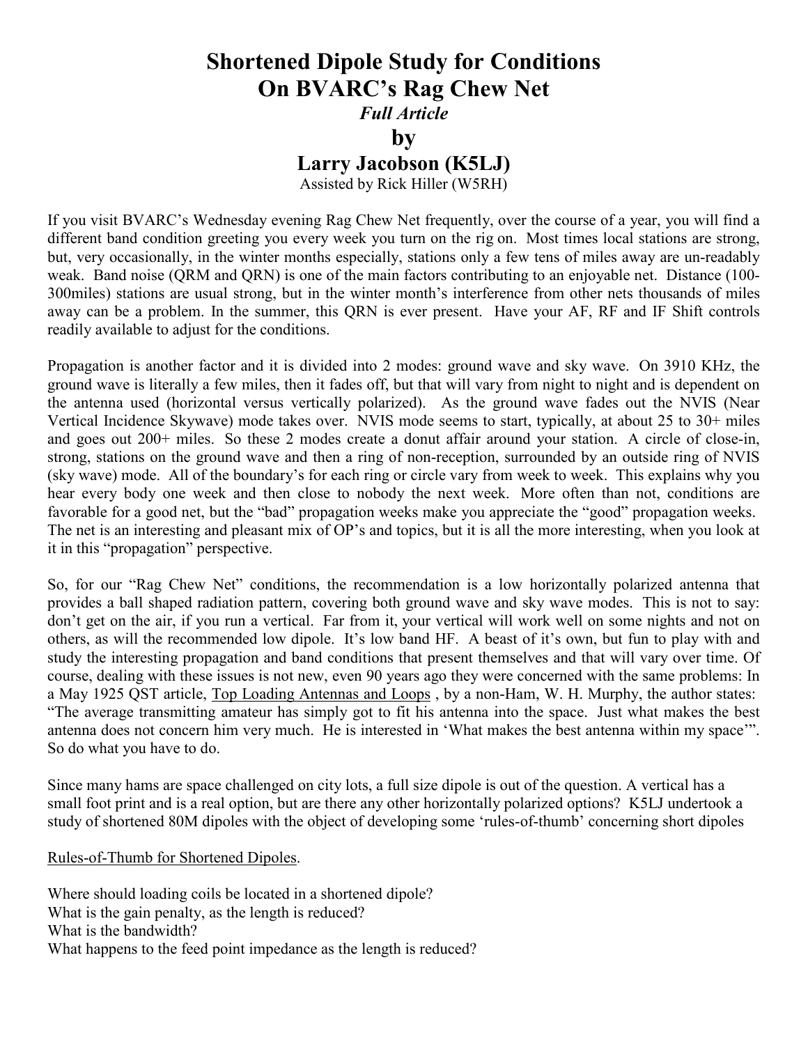# Shortened Dipole Study for Conditions On BVARC's Rag Chew Net

*Full Article*

## by

## Larry Jacobson (K5LJ)

Assisted by Rick Hiller (W5RH)

If you visit BVARC's Wednesday evening Rag Chew Net frequently, over the course of a year, you will find a different band condition greeting you every week you turn on the rig on. Most times local stations are strong, but, very occasionally, in the winter months especially, stations only a few tens of miles away are un-readably weak. Band noise (QRM and QRN) is one of the main factors contributing to an enjoyable net. Distance (100-300miles) stations are usual strong, but in the winter month's interference from other nets thousands of miles away can be a problem. In the summer, this QRN is ever present. Have your AF, RF and IF Shift controls readily available to adjust for the conditions.

Propagation is another factor and it is divided into 2 modes: ground wave and sky wave. On 3910 KHz, the ground wave is literally a few miles, then it fades off, but that will vary from night to night and is dependent on the antenna used (horizontal versus vertically polarized). As the ground wave fades out the NVIS (Near Vertical Incidence Skywave) mode takes over. NVIS mode seems to start, typically, at about 25 to 30+ miles and goes out 200+ miles. So these 2 modes create a donut affair around your station. A circle of close-in, strong, stations on the ground wave and then a ring of non-reception, surrounded by an outside ring of NVIS (sky wave) mode. All of the boundary's for each ring or circle vary from week to week. This explains why you hear every body one week and then close to nobody the next week. More often than not, conditions are favorable for a good net, but the "bad" propagation weeks make you appreciate the "good" propagation weeks. The net is an interesting and pleasant mix of OP's and topics, but it is all the more interesting, when you look at it in this "propagation" perspective.

So, for our "Rag Chew Net" conditions, the recommendation is a low horizontally polarized antenna that provides a ball shaped radiation pattern, covering both ground wave and sky wave modes. This is not to say: don't get on the air, if you run a vertical. Far from it, your vertical will work well on some nights and not on others, as will the recommended low dipole. It's low band HF. A beast of it's own, but fun to play with and study the interesting propagation and band conditions that present themselves and that will vary over time. Of course, dealing with these issues is not new, even 90 years ago they were concerned with the same problems: In a May 1925 QST article, Top Loading Antennas and Loops , by a non-Ham, W. H. Murphy, the author states: "The average transmitting amateur has simply got to fit his antenna into the space. Just what makes the best antenna does not concern him very much. He is interested in 'What makes the best antenna within my space'". So do what you have to do.

Since many hams are space challenged on city lots, a full size dipole is out of the question. A vertical has a small foot print and is a real option, but are there any other horizontally polarized options? K5LJ undertook a study of shortened 80M dipoles with the object of developing some 'rules-of-thumb' concerning short dipoles

Rules-of-Thumb for Shortened Dipoles.

Where should loading coils be located in a shortened dipole?
What is the gain penalty, as the length is reduced?
What is the bandwidth?
What happens to the feed point impedance as the length is reduced?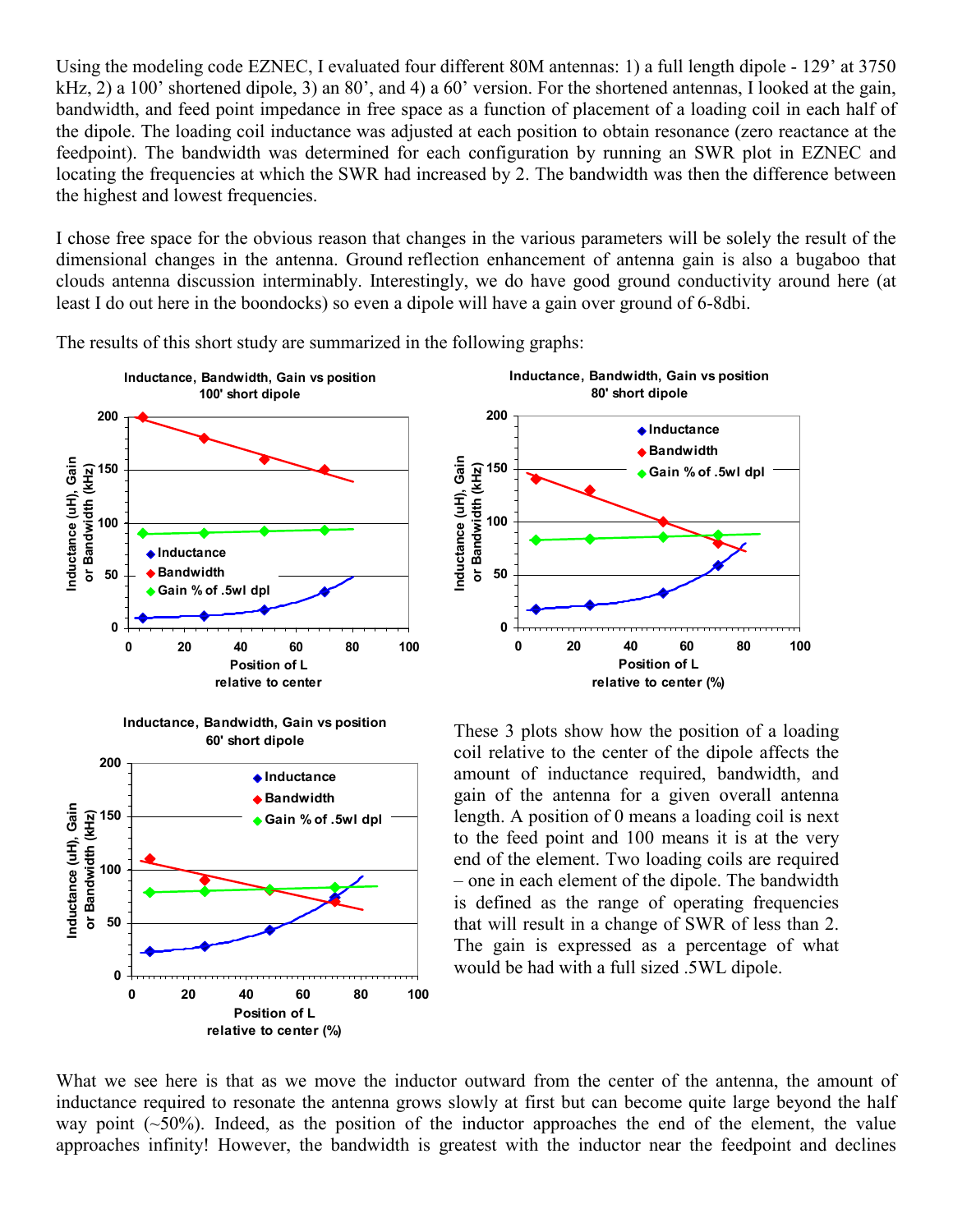Using the modeling code EZNEC, I evaluated four different 80M antennas: 1) a full length dipole - 129' at 3750 kHz, 2) a 100' shortened dipole, 3) an 80', and 4) a 60' version. For the shortened antennas, I looked at the gain, bandwidth, and feed point impedance in free space as a function of placement of a loading coil in each half of the dipole. The loading coil inductance was adjusted at each position to obtain resonance (zero reactance at the feedpoint). The bandwidth was determined for each configuration by running an SWR plot in EZNEC and locating the frequencies at which the SWR had increased by 2. The bandwidth was then the difference between the highest and lowest frequencies.

I chose free space for the obvious reason that changes in the various parameters will be solely the result of the dimensional changes in the antenna. Ground reflection enhancement of antenna gain is also a bugaboo that clouds antenna discussion interminably. Interestingly, we do have good ground conductivity around here (at least I do out here in the boondocks) so even a dipole will have a gain over ground of 6-8dbi.

The results of this short study are summarized in the following graphs:

**Inductance, Bandwidth, Gain vs position — 100' short dipole**
(Y axis: Inductance (uH), Gain or Bandwidth (kHz); X axis: Position of L relative to center. Legend: Inductance, Bandwidth, Gain % of .5wl dpl)

**Inductance, Bandwidth, Gain vs position — 80' short dipole**
(Y axis: Inductance (uH), Gain or Bandwidth (kHz); X axis: Position of L relative to center (%). Legend: Inductance, Bandwidth, Gain % of .5wl dpl)

**Inductance, Bandwidth, Gain vs position — 60' short dipole**
(Y axis: Inductance (uH), Gain or Bandwidth (kHz); X axis: Position of L relative to center (%). Legend: Inductance, Bandwidth, Gain % of .5wl dpl)

These 3 plots show how the position of a loading coil relative to the center of the dipole affects the amount of inductance required, bandwidth, and gain of the antenna for a given overall antenna length. A position of 0 means a loading coil is next to the feed point and 100 means it is at the very end of the element. Two loading coils are required – one in each element of the dipole. The bandwidth is defined as the range of operating frequencies that will result in a change of SWR of less than 2. The gain is expressed as a percentage of what would be had with a full sized .5WL dipole.

What we see here is that as we move the inductor outward from the center of the antenna, the amount of inductance required to resonate the antenna grows slowly at first but can become quite large beyond the half way point (~50%). Indeed, as the position of the inductor approaches the end of the element, the value approaches infinity! However, the bandwidth is greatest with the inductor near the feedpoint and declines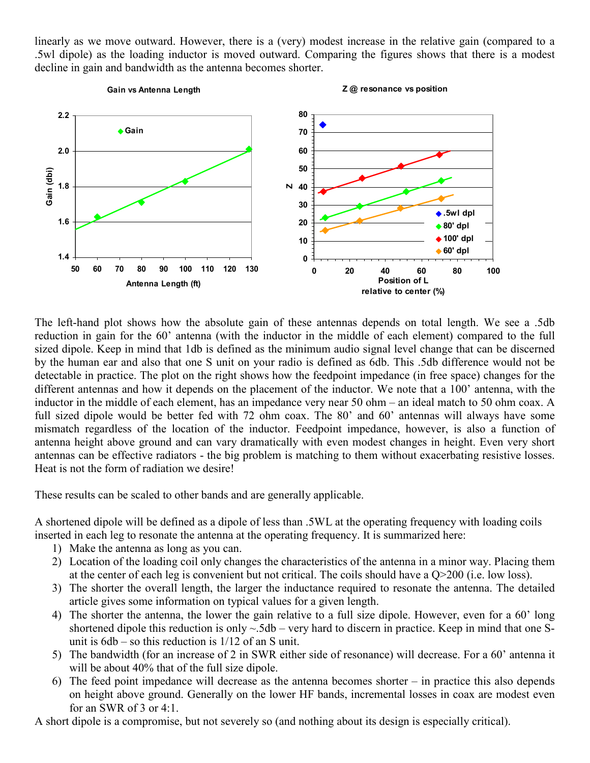linearly as we move outward. However, there is a (very) modest increase in the relative gain (compared to a .5wl dipole) as the loading inductor is moved outward. Comparing the figures shows that there is a modest decline in gain and bandwidth as the antenna becomes shorter.

The left-hand plot shows how the absolute gain of these antennas depends on total length. We see a .5db reduction in gain for the 60' antenna (with the inductor in the middle of each element) compared to the full sized dipole. Keep in mind that 1db is defined as the minimum audio signal level change that can be discerned by the human ear and also that one S unit on your radio is defined as 6db. This .5db difference would not be detectable in practice. The plot on the right shows how the feedpoint impedance (in free space) changes for the different antennas and how it depends on the placement of the inductor. We note that a 100' antenna, with the inductor in the middle of each element, has an impedance very near 50 ohm – an ideal match to 50 ohm coax. A full sized dipole would be better fed with 72 ohm coax. The 80' and 60' antennas will always have some mismatch regardless of the location of the inductor. Feedpoint impedance, however, is also a function of antenna height above ground and can vary dramatically with even modest changes in height. Even very short antennas can be effective radiators - the big problem is matching to them without exacerbating resistive losses. Heat is not the form of radiation we desire!

These results can be scaled to other bands and are generally applicable.

A shortened dipole will be defined as a dipole of less than .5WL at the operating frequency with loading coils inserted in each leg to resonate the antenna at the operating frequency. It is summarized here:

1) Make the antenna as long as you can.
2) Location of the loading coil only changes the characteristics of the antenna in a minor way. Placing them at the center of each leg is convenient but not critical. The coils should have a Q>200 (i.e. low loss).
3) The shorter the overall length, the larger the inductance required to resonate the antenna. The detailed article gives some information on typical values for a given length.
4) The shorter the antenna, the lower the gain relative to a full size dipole. However, even for a 60' long shortened dipole this reduction is only ~.5db – very hard to discern in practice. Keep in mind that one S-unit is 6db – so this reduction is 1/12 of an S unit.
5) The bandwidth (for an increase of 2 in SWR either side of resonance) will decrease. For a 60' antenna it will be about 40% that of the full size dipole.
6) The feed point impedance will decrease as the antenna becomes shorter – in practice this also depends on height above ground. Generally on the lower HF bands, incremental losses in coax are modest even for an SWR of 3 or 4:1.

A short dipole is a compromise, but not severely so (and nothing about its design is especially critical).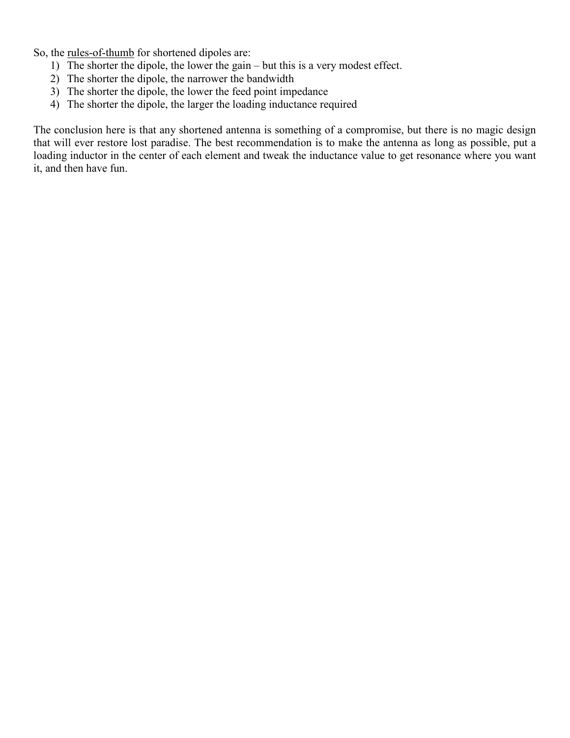So, the rules-of-thumb for shortened dipoles are:

1) The shorter the dipole, the lower the gain – but this is a very modest effect.
2) The shorter the dipole, the narrower the bandwidth
3) The shorter the dipole, the lower the feed point impedance
4) The shorter the dipole, the larger the loading inductance required

The conclusion here is that any shortened antenna is something of a compromise, but there is no magic design that will ever restore lost paradise. The best recommendation is to make the antenna as long as possible, put a loading inductor in the center of each element and tweak the inductance value to get resonance where you want it, and then have fun.